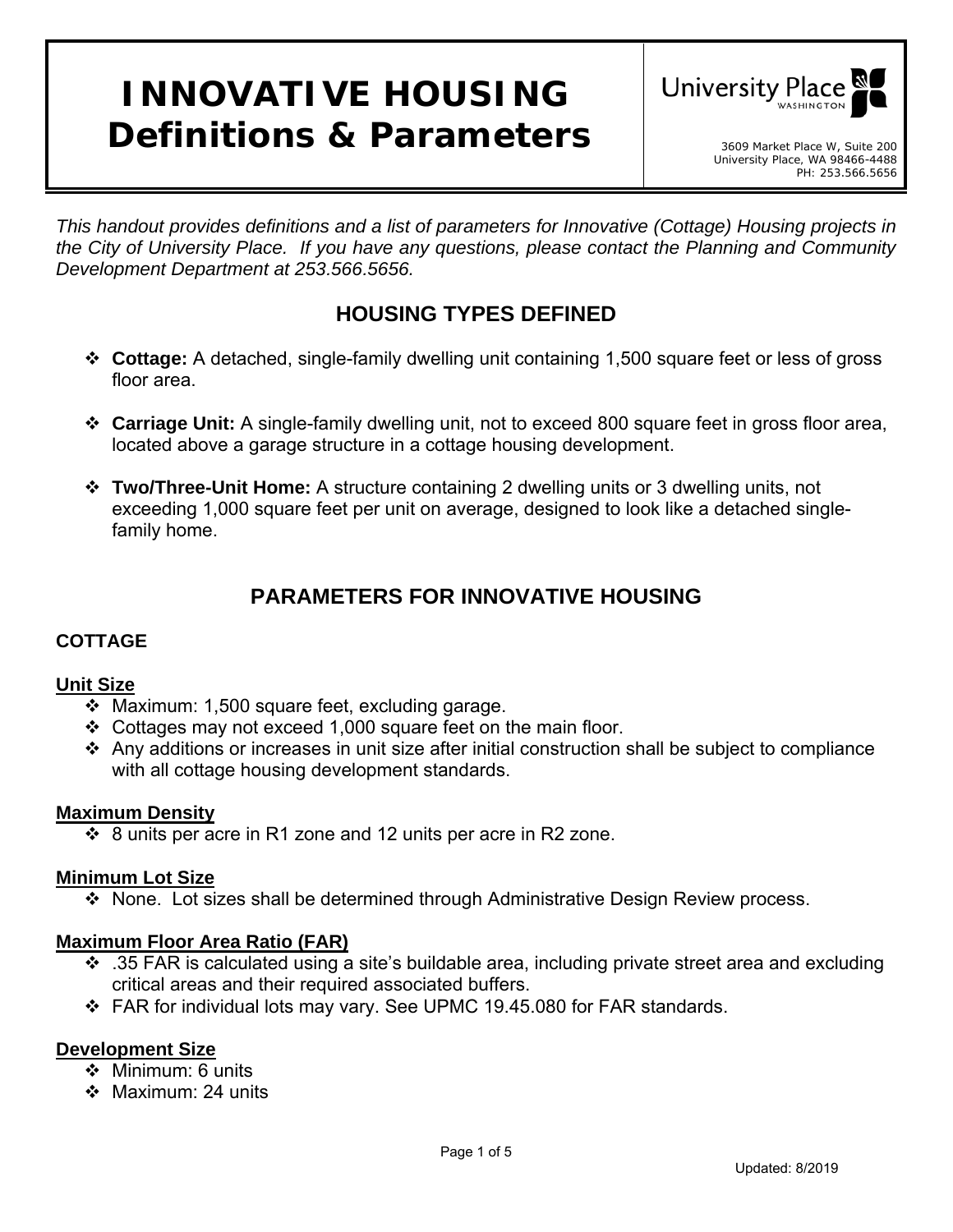# INNOVATIVE HOUSING Definitions & Parameters

University Place WASHINGTON

3609 Market Place W, Suite 200
University Place, WA 98466-4488
PH: 253.566.5656

*This handout provides definitions and a list of parameters for Innovative (Cottage) Housing projects in the City of University Place. If you have any questions, please contact the Planning and Community Development Department at 253.566.5656.*

## HOUSING TYPES DEFINED

- **Cottage:** A detached, single-family dwelling unit containing 1,500 square feet or less of gross floor area.
- **Carriage Unit:** A single-family dwelling unit, not to exceed 800 square feet in gross floor area, located above a garage structure in a cottage housing development.
- **Two/Three-Unit Home:** A structure containing 2 dwelling units or 3 dwelling units, not exceeding 1,000 square feet per unit on average, designed to look like a detached single-family home.

## PARAMETERS FOR INNOVATIVE HOUSING

### COTTAGE

**Unit Size**

- Maximum: 1,500 square feet, excluding garage.
- Cottages may not exceed 1,000 square feet on the main floor.
- Any additions or increases in unit size after initial construction shall be subject to compliance with all cottage housing development standards.

**Maximum Density**

- 8 units per acre in R1 zone and 12 units per acre in R2 zone.

**Minimum Lot Size**

- None. Lot sizes shall be determined through Administrative Design Review process.

**Maximum Floor Area Ratio (FAR)**

- .35 FAR is calculated using a site's buildable area, including private street area and excluding critical areas and their required associated buffers.
- FAR for individual lots may vary. See UPMC 19.45.080 for FAR standards.

**Development Size**

- Minimum: 6 units
- Maximum: 24 units

Updated: 8/2019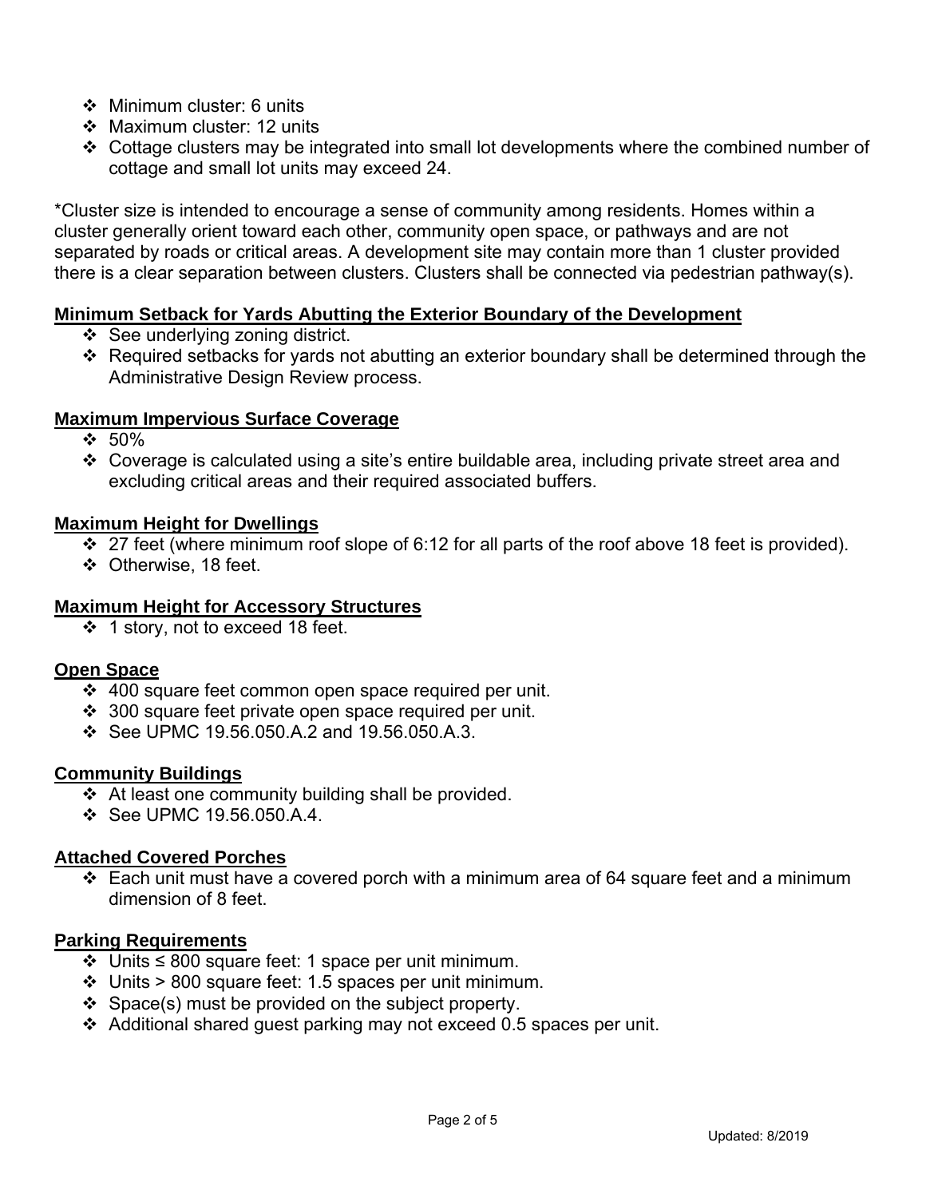- Minimum cluster: 6 units
- Maximum cluster: 12 units
- Cottage clusters may be integrated into small lot developments where the combined number of cottage and small lot units may exceed 24.

*Cluster size is intended to encourage a sense of community among residents. Homes within a cluster generally orient toward each other, community open space, or pathways and are not separated by roads or critical areas. A development site may contain more than 1 cluster provided there is a clear separation between clusters. Clusters shall be connected via pedestrian pathway(s).

**Minimum Setback for Yards Abutting the Exterior Boundary of the Development**

- See underlying zoning district.
- Required setbacks for yards not abutting an exterior boundary shall be determined through the Administrative Design Review process.

**Maximum Impervious Surface Coverage**

- 50%
- Coverage is calculated using a site's entire buildable area, including private street area and excluding critical areas and their required associated buffers.

**Maximum Height for Dwellings**

- 27 feet (where minimum roof slope of 6:12 for all parts of the roof above 18 feet is provided).
- Otherwise, 18 feet.

**Maximum Height for Accessory Structures**

- 1 story, not to exceed 18 feet.

**Open Space**

- 400 square feet common open space required per unit.
- 300 square feet private open space required per unit.
- See UPMC 19.56.050.A.2 and 19.56.050.A.3.

**Community Buildings**

- At least one community building shall be provided.
- See UPMC 19.56.050.A.4.

**Attached Covered Porches**

- Each unit must have a covered porch with a minimum area of 64 square feet and a minimum dimension of 8 feet.

**Parking Requirements**

- Units ≤ 800 square feet: 1 space per unit minimum.
- Units > 800 square feet: 1.5 spaces per unit minimum.
- Space(s) must be provided on the subject property.
- Additional shared guest parking may not exceed 0.5 spaces per unit.

Updated: 8/2019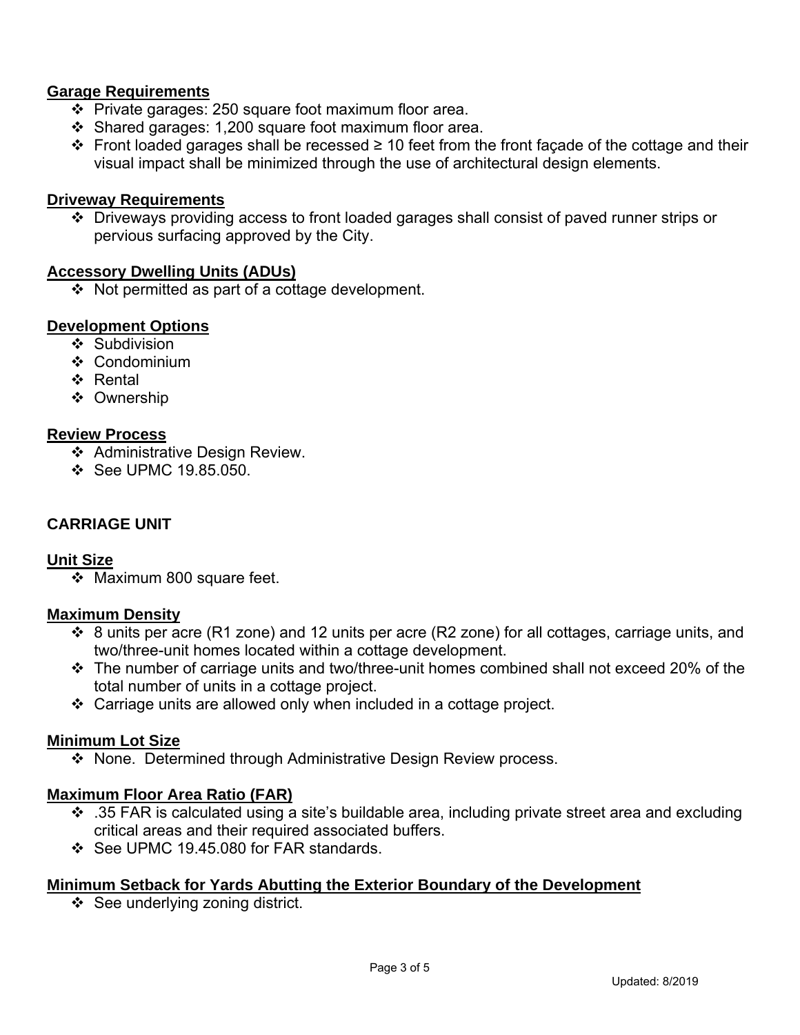**Garage Requirements**

- Private garages: 250 square foot maximum floor area.
- Shared garages: 1,200 square foot maximum floor area.
- Front loaded garages shall be recessed ≥ 10 feet from the front façade of the cottage and their visual impact shall be minimized through the use of architectural design elements.

**Driveway Requirements**

- Driveways providing access to front loaded garages shall consist of paved runner strips or pervious surfacing approved by the City.

**Accessory Dwelling Units (ADUs)**

- Not permitted as part of a cottage development.

**Development Options**

- Subdivision
- Condominium
- Rental
- Ownership

**Review Process**

- Administrative Design Review.
- See UPMC 19.85.050.

## CARRIAGE UNIT

**Unit Size**

- Maximum 800 square feet.

**Maximum Density**

- 8 units per acre (R1 zone) and 12 units per acre (R2 zone) for all cottages, carriage units, and two/three-unit homes located within a cottage development.
- The number of carriage units and two/three-unit homes combined shall not exceed 20% of the total number of units in a cottage project.
- Carriage units are allowed only when included in a cottage project.

**Minimum Lot Size**

- None. Determined through Administrative Design Review process.

**Maximum Floor Area Ratio (FAR)**

- .35 FAR is calculated using a site's buildable area, including private street area and excluding critical areas and their required associated buffers.
- See UPMC 19.45.080 for FAR standards.

**Minimum Setback for Yards Abutting the Exterior Boundary of the Development**

- See underlying zoning district.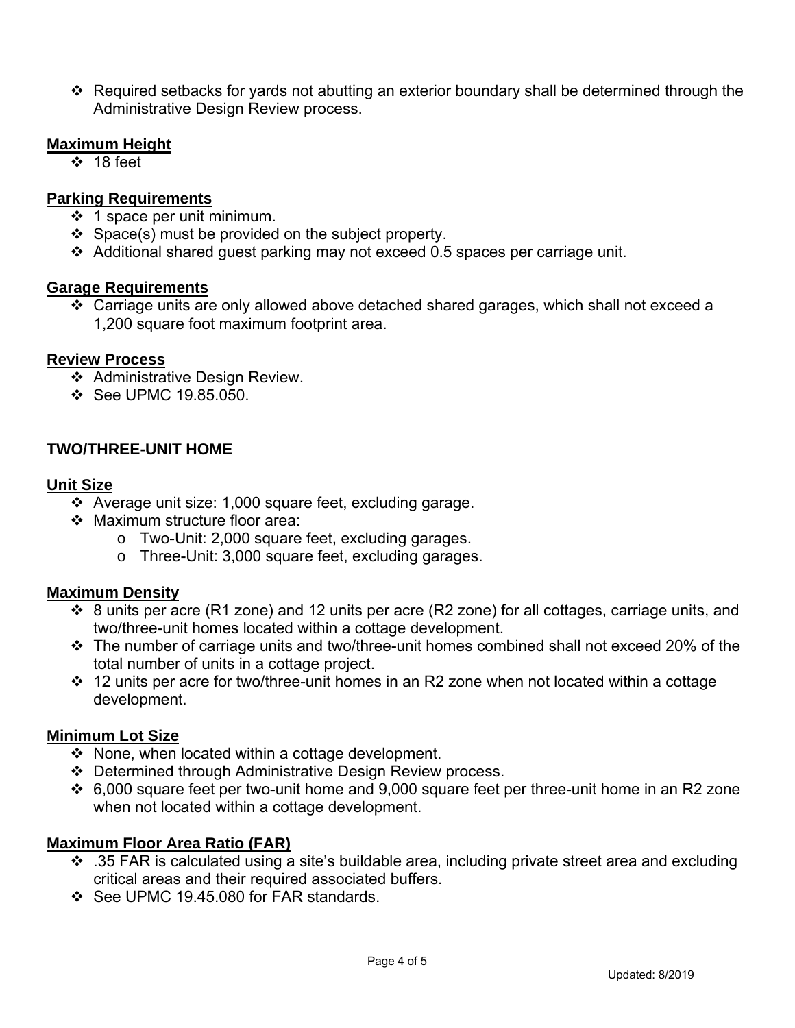- Required setbacks for yards not abutting an exterior boundary shall be determined through the Administrative Design Review process.

**Maximum Height**

- 18 feet

**Parking Requirements**

- 1 space per unit minimum.
- Space(s) must be provided on the subject property.
- Additional shared guest parking may not exceed 0.5 spaces per carriage unit.

**Garage Requirements**

- Carriage units are only allowed above detached shared garages, which shall not exceed a 1,200 square foot maximum footprint area.

**Review Process**

- Administrative Design Review.
- See UPMC 19.85.050.

## TWO/THREE-UNIT HOME

**Unit Size**

- Average unit size: 1,000 square feet, excluding garage.
- Maximum structure floor area:
  - Two-Unit: 2,000 square feet, excluding garages.
  - Three-Unit: 3,000 square feet, excluding garages.

**Maximum Density**

- 8 units per acre (R1 zone) and 12 units per acre (R2 zone) for all cottages, carriage units, and two/three-unit homes located within a cottage development.
- The number of carriage units and two/three-unit homes combined shall not exceed 20% of the total number of units in a cottage project.
- 12 units per acre for two/three-unit homes in an R2 zone when not located within a cottage development.

**Minimum Lot Size**

- None, when located within a cottage development.
- Determined through Administrative Design Review process.
- 6,000 square feet per two-unit home and 9,000 square feet per three-unit home in an R2 zone when not located within a cottage development.

**Maximum Floor Area Ratio (FAR)**

- .35 FAR is calculated using a site's buildable area, including private street area and excluding critical areas and their required associated buffers.
- See UPMC 19.45.080 for FAR standards.

Updated: 8/2019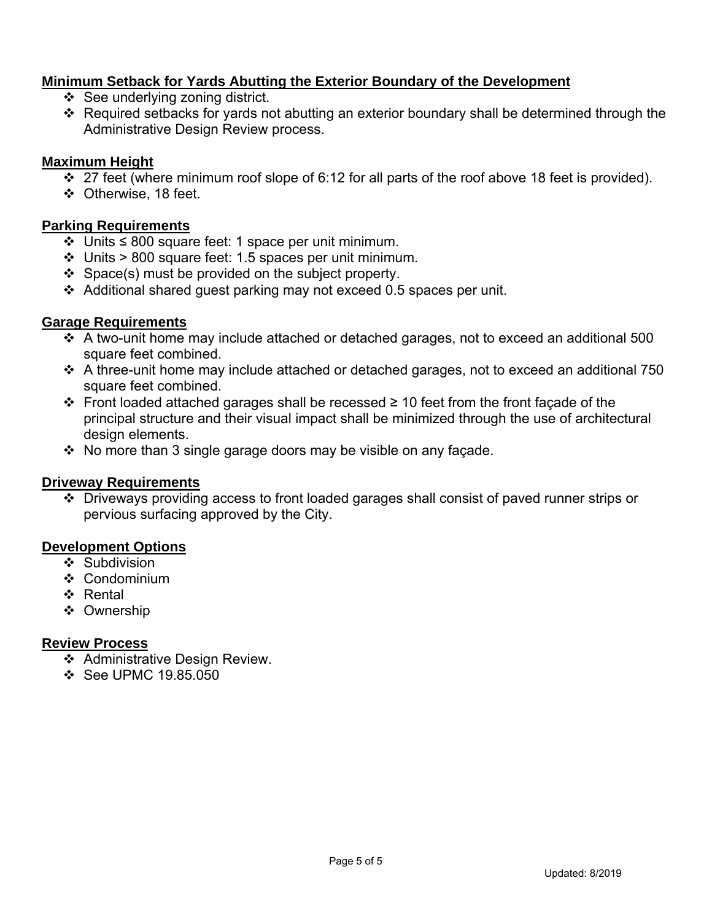**Minimum Setback for Yards Abutting the Exterior Boundary of the Development**

- See underlying zoning district.
- Required setbacks for yards not abutting an exterior boundary shall be determined through the Administrative Design Review process.

**Maximum Height**

- 27 feet (where minimum roof slope of 6:12 for all parts of the roof above 18 feet is provided).
- Otherwise, 18 feet.

**Parking Requirements**

- Units ≤ 800 square feet: 1 space per unit minimum.
- Units > 800 square feet: 1.5 spaces per unit minimum.
- Space(s) must be provided on the subject property.
- Additional shared guest parking may not exceed 0.5 spaces per unit.

**Garage Requirements**

- A two-unit home may include attached or detached garages, not to exceed an additional 500 square feet combined.
- A three-unit home may include attached or detached garages, not to exceed an additional 750 square feet combined.
- Front loaded attached garages shall be recessed ≥ 10 feet from the front façade of the principal structure and their visual impact shall be minimized through the use of architectural design elements.
- No more than 3 single garage doors may be visible on any façade.

**Driveway Requirements**

- Driveways providing access to front loaded garages shall consist of paved runner strips or pervious surfacing approved by the City.

**Development Options**

- Subdivision
- Condominium
- Rental
- Ownership

**Review Process**

- Administrative Design Review.
- See UPMC 19.85.050

Updated: 8/2019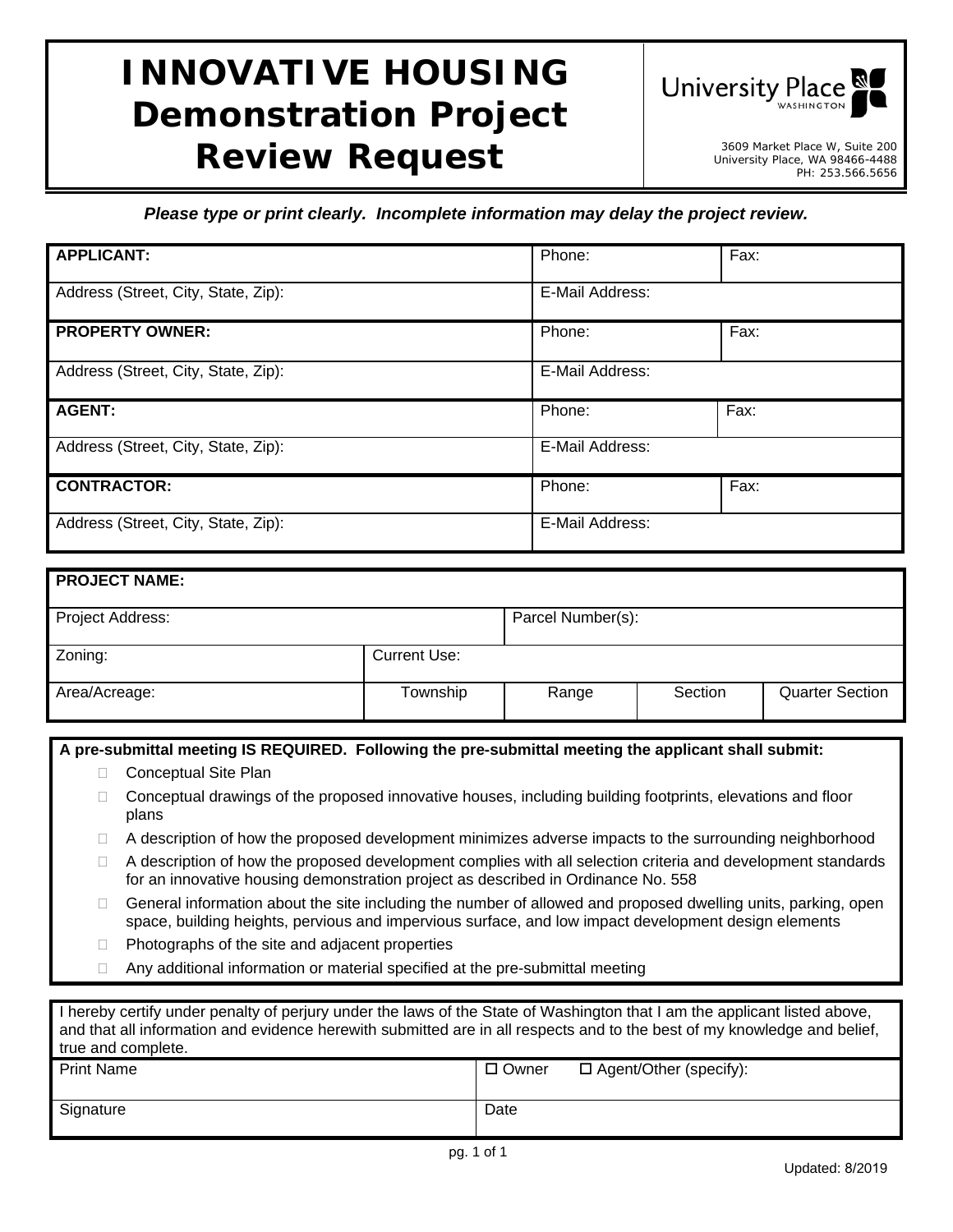# INNOVATIVE HOUSING Demonstration Project Review Request

University Place WASHINGTON

3609 Market Place W, Suite 200
University Place, WA 98466-4488
PH: 253.566.5656

***Please type or print clearly. Incomplete information may delay the project review.***

| | | |
|---|---|---|
| **APPLICANT:** | Phone: | Fax: |
| Address (Street, City, State, Zip): | E-Mail Address: | |
| **PROPERTY OWNER:** | Phone: | Fax: |
| Address (Street, City, State, Zip): | E-Mail Address: | |
| **AGENT:** | Phone: | Fax: |
| Address (Street, City, State, Zip): | E-Mail Address: | |
| **CONTRACTOR:** | Phone: | Fax: |
| Address (Street, City, State, Zip): | E-Mail Address: | |

| | | | | |
|---|---|---|---|---|
| **PROJECT NAME:** | | | | |
| Project Address: | | Parcel Number(s): | | |
| Zoning: | Current Use: | | | |
| Area/Acreage: | Township | Range | Section | Quarter Section |

**A pre-submittal meeting IS REQUIRED. Following the pre-submittal meeting the applicant shall submit:**

- ☐ Conceptual Site Plan
- ☐ Conceptual drawings of the proposed innovative houses, including building footprints, elevations and floor plans
- ☐ A description of how the proposed development minimizes adverse impacts to the surrounding neighborhood
- ☐ A description of how the proposed development complies with all selection criteria and development standards for an innovative housing demonstration project as described in Ordinance No. 558
- ☐ General information about the site including the number of allowed and proposed dwelling units, parking, open space, building heights, pervious and impervious surface, and low impact development design elements
- ☐ Photographs of the site and adjacent properties
- ☐ Any additional information or material specified at the pre-submittal meeting

I hereby certify under penalty of perjury under the laws of the State of Washington that I am the applicant listed above, and that all information and evidence herewith submitted are in all respects and to the best of my knowledge and belief, true and complete.

| | |
|---|---|
| Print Name | ☐ Owner ☐ Agent/Other (specify): |
| Signature | Date |

Updated: 8/2019